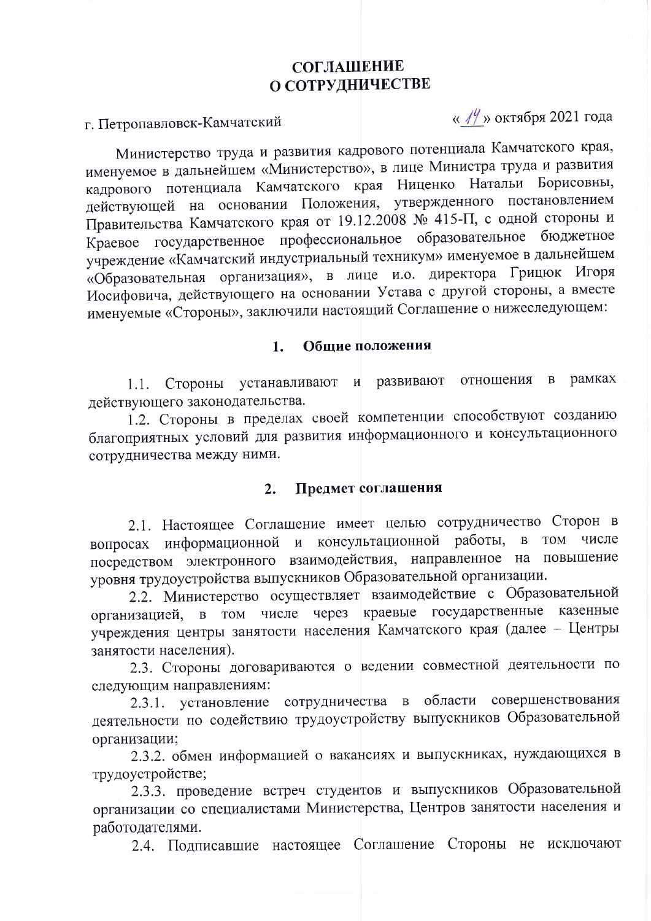# СОГЛАШЕНИЕ
# О СОТРУДНИЧЕСТВЕ

г. Петропавловск-Камчатский «14» октября 2021 года

Министерство труда и развития кадрового потенциала Камчатского края, именуемое в дальнейшем «Министерство», в лице Министра труда и развития кадрового потенциала Камчатского края Ниценко Натальи Борисовны, действующей на основании Положения, утвержденного постановлением Правительства Камчатского края от 19.12.2008 № 415-П, с одной стороны и Краевое государственное профессиональное образовательное бюджетное учреждение «Камчатский индустриальный техникум» именуемое в дальнейшем «Образовательная организация», в лице и.о. директора Грицюк Игоря Иосифовича, действующего на основании Устава с другой стороны, а вместе именуемые «Стороны», заключили настоящий Соглашение о нижеследующем:

## 1. Общие положения

1.1. Стороны устанавливают и развивают отношения в рамках действующего законодательства.

1.2. Стороны в пределах своей компетенции способствуют созданию благоприятных условий для развития информационного и консультационного сотрудничества между ними.

## 2. Предмет соглашения

2.1. Настоящее Соглашение имеет целью сотрудничество Сторон в вопросах информационной и консультационной работы, в том числе посредством электронного взаимодействия, направленное на повышение уровня трудоустройства выпускников Образовательной организации.

2.2. Министерство осуществляет взаимодействие с Образовательной организацией, в том числе через краевые государственные казенные учреждения центры занятости населения Камчатского края (далее – Центры занятости населения).

2.3. Стороны договариваются о ведении совместной деятельности по следующим направлениям:

2.3.1. установление сотрудничества в области совершенствования деятельности по содействию трудоустройству выпускников Образовательной организации;

2.3.2. обмен информацией о вакансиях и выпускниках, нуждающихся в трудоустройстве;

2.3.3. проведение встреч студентов и выпускников Образовательной организации со специалистами Министерства, Центров занятости населения и работодателями.

2.4. Подписавшие настоящее Соглашение Стороны не исключают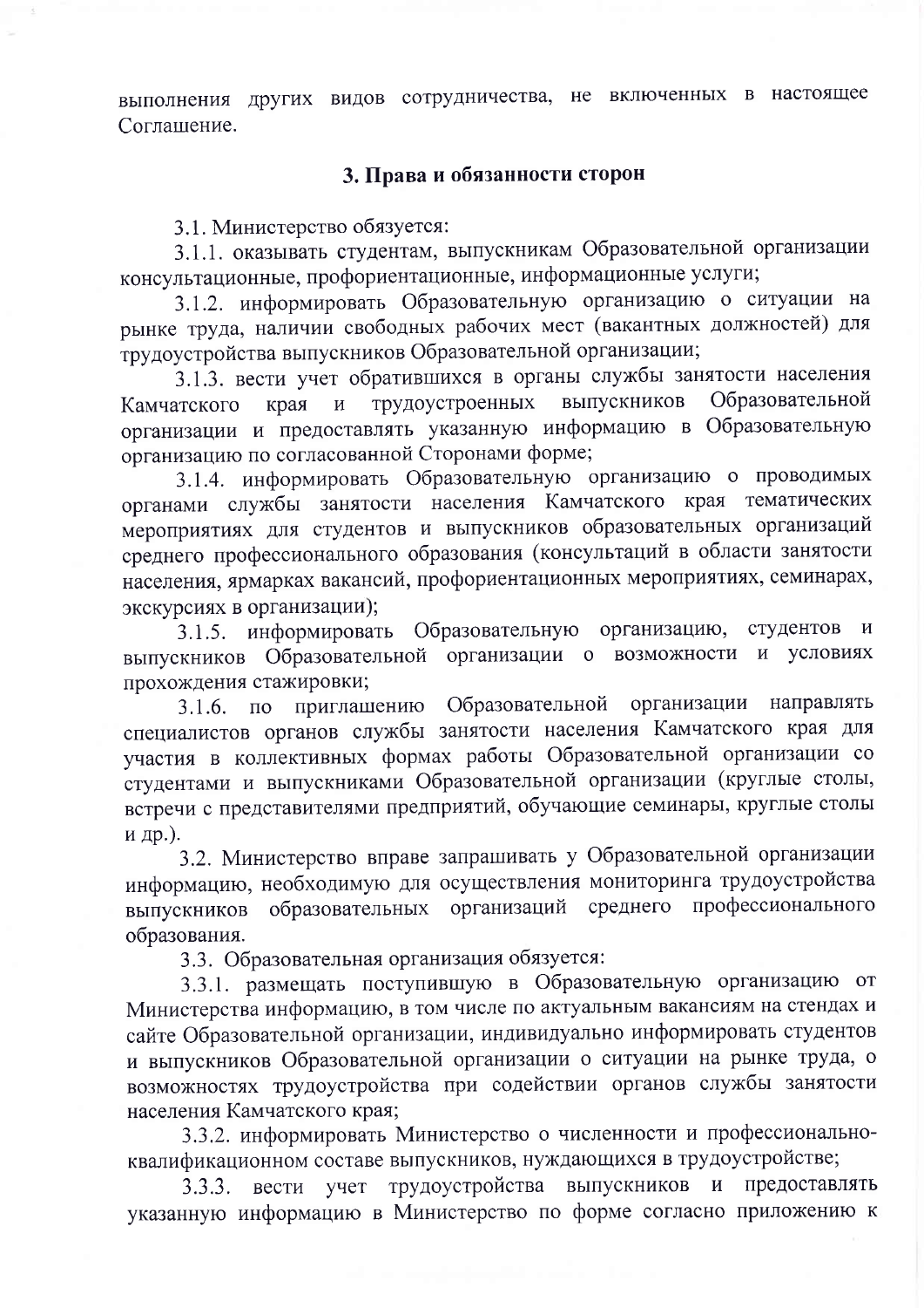выполнения других видов сотрудничества, не включенных в настоящее Соглашение.

## 3. Права и обязанности сторон

3.1. Министерство обязуется:

3.1.1. оказывать студентам, выпускникам Образовательной организации консультационные, профориентационные, информационные услуги;

3.1.2. информировать Образовательную организацию о ситуации на рынке труда, наличии свободных рабочих мест (вакантных должностей) для трудоустройства выпускников Образовательной организации;

3.1.3. вести учет обратившихся в органы службы занятости населения Камчатского края и трудоустроенных выпускников Образовательной организации и предоставлять указанную информацию в Образовательную организацию по согласованной Сторонами форме;

3.1.4. информировать Образовательную организацию о проводимых органами службы занятости населения Камчатского края тематических мероприятиях для студентов и выпускников образовательных организаций среднего профессионального образования (консультаций в области занятости населения, ярмарках вакансий, профориентационных мероприятиях, семинарах, экскурсиях в организации);

3.1.5. информировать Образовательную организацию, студентов и выпускников Образовательной организации о возможности и условиях прохождения стажировки;

3.1.6. по приглашению Образовательной организации направлять специалистов органов службы занятости населения Камчатского края для участия в коллективных формах работы Образовательной организации со студентами и выпускниками Образовательной организации (круглые столы, встречи с представителями предприятий, обучающие семинары, круглые столы и др.).

3.2. Министерство вправе запрашивать у Образовательной организации информацию, необходимую для осуществления мониторинга трудоустройства выпускников образовательных организаций среднего профессионального образования.

3.3. Образовательная организация обязуется:

3.3.1. размещать поступившую в Образовательную организацию от Министерства информацию, в том числе по актуальным вакансиям на стендах и сайте Образовательной организации, индивидуально информировать студентов и выпускников Образовательной организации о ситуации на рынке труда, о возможностях трудоустройства при содействии органов службы занятости населения Камчатского края;

3.3.2. информировать Министерство о численности и профессионально-квалификационном составе выпускников, нуждающихся в трудоустройстве;

3.3.3. вести учет трудоустройства выпускников и предоставлять указанную информацию в Министерство по форме согласно приложению к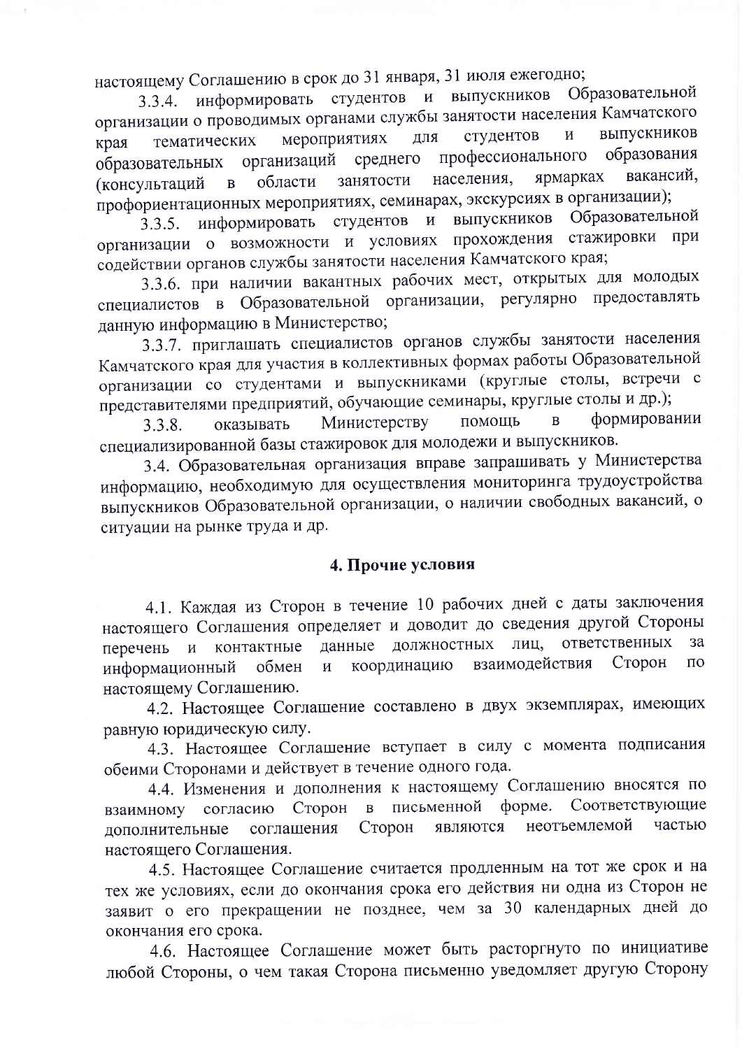настоящему Соглашению в срок до 31 января, 31 июля ежегодно;

3.3.4. информировать студентов и выпускников Образовательной организации о проводимых органами службы занятости населения Камчатского края тематических мероприятиях для студентов и выпускников образовательных организаций среднего профессионального образования (консультаций в области занятости населения, ярмарках вакансий, профориентационных мероприятиях, семинарах, экскурсиях в организации);

3.3.5. информировать студентов и выпускников Образовательной организации о возможности и условиях прохождения стажировки при содействии органов службы занятости населения Камчатского края;

3.3.6. при наличии вакантных рабочих мест, открытых для молодых специалистов в Образовательной организации, регулярно предоставлять данную информацию в Министерство;

3.3.7. приглашать специалистов органов службы занятости населения Камчатского края для участия в коллективных формах работы Образовательной организации со студентами и выпускниками (круглые столы, встречи с представителями предприятий, обучающие семинары, круглые столы и др.);

3.3.8. оказывать Министерству помощь в формировании специализированной базы стажировок для молодежи и выпускников.

3.4. Образовательная организация вправе запрашивать у Министерства информацию, необходимую для осуществления мониторинга трудоустройства выпускников Образовательной организации, о наличии свободных вакансий, о ситуации на рынке труда и др.

## 4. Прочие условия

4.1. Каждая из Сторон в течение 10 рабочих дней с даты заключения настоящего Соглашения определяет и доводит до сведения другой Стороны перечень и контактные данные должностных лиц, ответственных за информационный обмен и координацию взаимодействия Сторон по настоящему Соглашению.

4.2. Настоящее Соглашение составлено в двух экземплярах, имеющих равную юридическую силу.

4.3. Настоящее Соглашение вступает в силу с момента подписания обеими Сторонами и действует в течение одного года.

4.4. Изменения и дополнения к настоящему Соглашению вносятся по взаимному согласию Сторон в письменной форме. Соответствующие дополнительные соглашения Сторон являются неотъемлемой частью настоящего Соглашения.

4.5. Настоящее Соглашение считается продленным на тот же срок и на тех же условиях, если до окончания срока его действия ни одна из Сторон не заявит о его прекращении не позднее, чем за 30 календарных дней до окончания его срока.

4.6. Настоящее Соглашение может быть расторгнуто по инициативе любой Стороны, о чем такая Сторона письменно уведомляет другую Сторону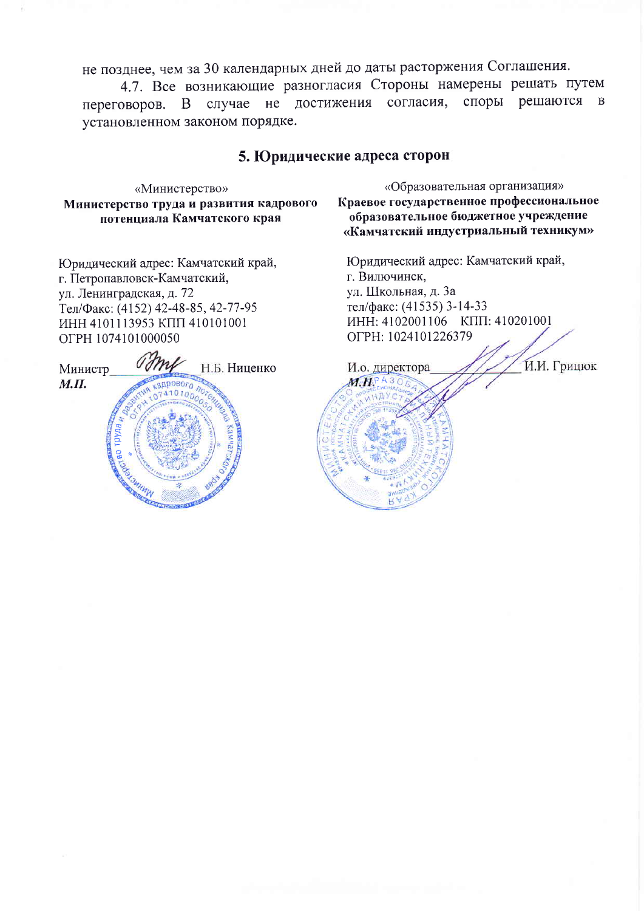не позднее, чем за 30 календарных дней до даты расторжения Соглашения.

4.7. Все возникающие разногласия Стороны намерены решать путем переговоров. В случае не достижения согласия, споры решаются в установленном законом порядке.

## 5. Юридические адреса сторон

«Министерство»
**Министерство труда и развития кадрового потенциала Камчатского края**

Юридический адрес: Камчатский край,
г. Петропавловск-Камчатский,
ул. Ленинградская, д. 72
Тел/Факс: (4152) 42-48-85, 42-77-95
ИНН 4101113953 КПП 410101001
ОГРН 1074101000050

Министр __________ Н.Б. Ниценко
***М.П.***

«Образовательная организация»
**Краевое государственное профессиональное образовательное бюджетное учреждение «Камчатский индустриальный техникум»**

Юридический адрес: Камчатский край,
г. Вилючинск,
ул. Школьная, д. 3а
тел/факс: (41535) 3-14-33
ИНН: 4102001106 КПП: 410201001
ОГРН: 1024101226379

И.о. директора __________ И.И. Грицюк
***М.П.***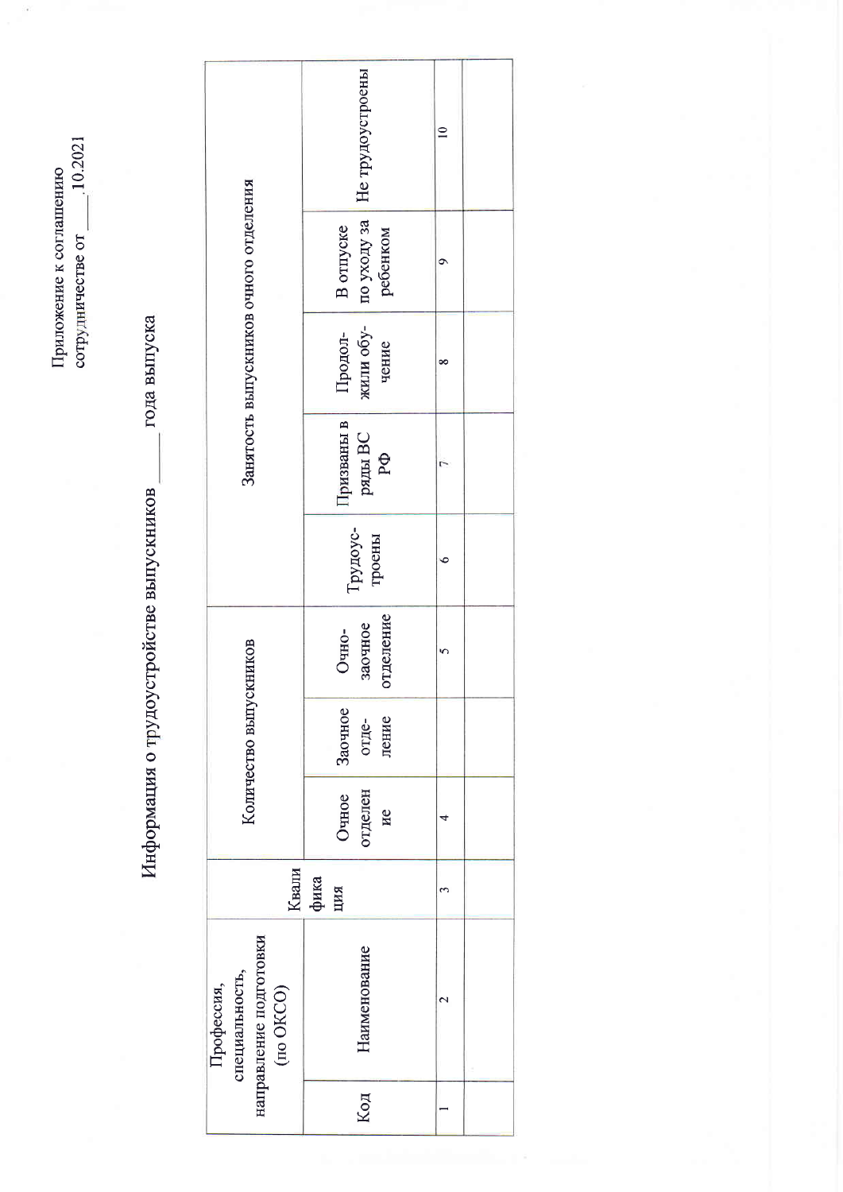Приложение к соглашению
сотрудничестве от \_\_\_\_.10.2021

# Информация о трудоустройстве выпускников \_\_\_\_\_\_ года выпуска

| Профессия, специальность, направление подготовки (по ОКСО) | | | Количество выпускников | | | Занятость выпускников очного отделения | | | | |
|---|---|---|---|---|---|---|---|---|---|---|
| Код | Наименование | Квалификация | Очное отделение | Заочное отделение | Очно-заочное отделение | Трудоустроены | Призваны в ряды ВС РФ | Продолжили обучение | В отпуске по уходу за ребенком | Не трудоустроены |
| 1 | 2 | 3 | 4 | | 5 | 6 | 7 | 8 | 9 | 10 |
| | | | | | | | | | | |